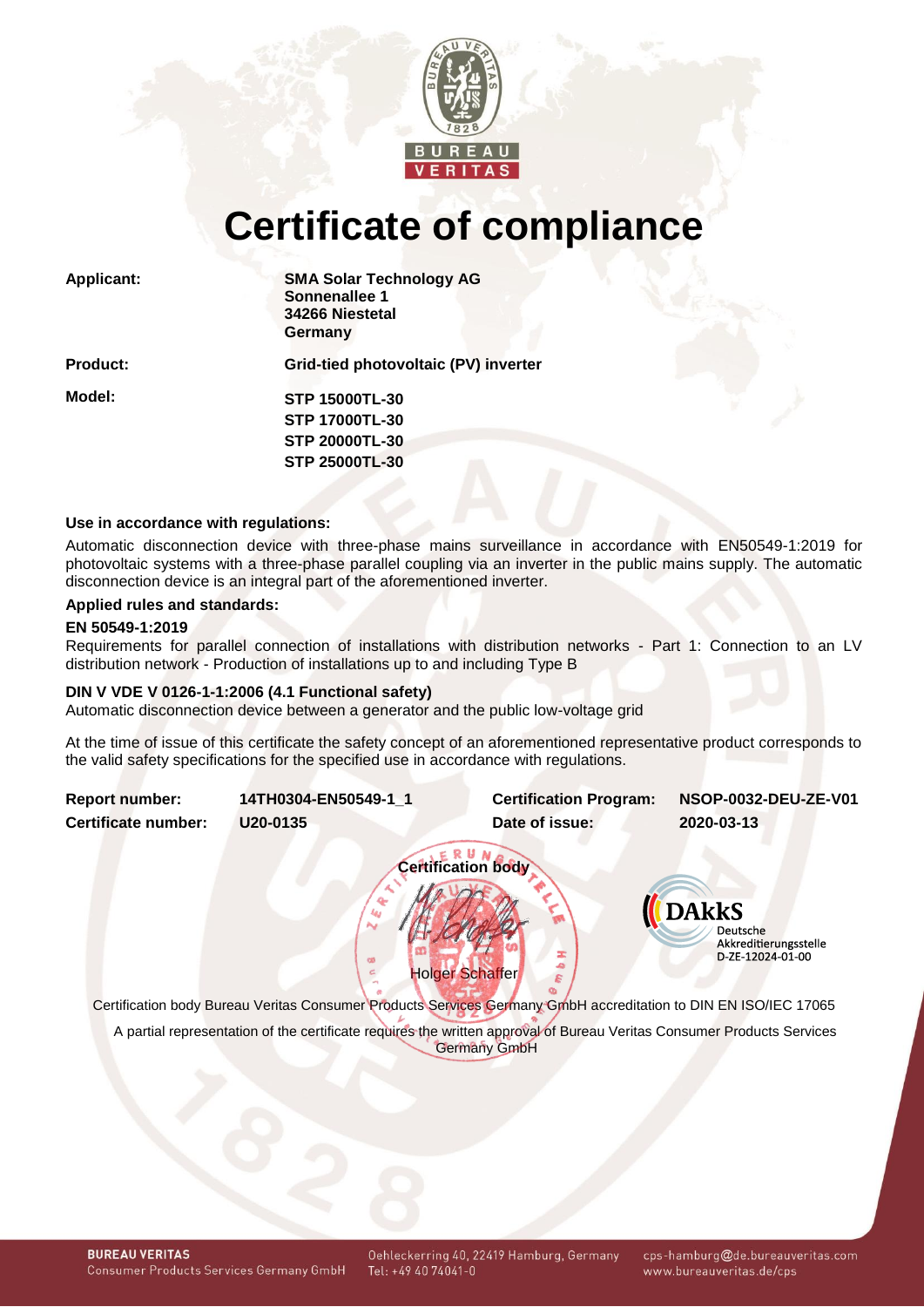# Certificate of compliance

| | |
|---|---|
| **Applicant:** | **SMA Solar Technology AG**<br>**Sonnenallee 1**<br>**34266 Niestetal**<br>**Germany** |
| **Product:** | **Grid-tied photovoltaic (PV) inverter** |
| **Model:** | **STP 15000TL-30**<br>**STP 17000TL-30**<br>**STP 20000TL-30**<br>**STP 25000TL-30** |

**Use in accordance with regulations:**

Automatic disconnection device with three-phase mains surveillance in accordance with EN50549-1:2019 for photovoltaic systems with a three-phase parallel coupling via an inverter in the public mains supply. The automatic disconnection device is an integral part of the aforementioned inverter.

**Applied rules and standards:**

**EN 50549-1:2019**

Requirements for parallel connection of installations with distribution networks - Part 1: Connection to an LV distribution network - Production of installations up to and including Type B

**DIN V VDE V 0126-1-1:2006 (4.1 Functional safety)**

Automatic disconnection device between a generator and the public low-voltage grid

At the time of issue of this certificate the safety concept of an aforementioned representative product corresponds to the valid safety specifications for the specified use in accordance with regulations.

| | | | |
|---|---|---|---|
| **Report number:** | **14TH0304-EN50549-1_1** | **Certification Program:** | **NSOP-0032-DEU-ZE-V01** |
| **Certificate number:** | **U20-0135** | **Date of issue:** | **2020-03-13** |

**Certification body**

Holger Schaffer

DAkkS Deutsche Akkreditierungsstelle D-ZE-12024-01-00

Certification body Bureau Veritas Consumer Products Services Germany GmbH accreditation to DIN EN ISO/IEC 17065

A partial representation of the certificate requires the written approval of Bureau Veritas Consumer Products Services Germany GmbH

**BUREAU VERITAS**
Consumer Products Services Germany GmbH
Oehleckerring 40, 22419 Hamburg, Germany
Tel: +49 40 74041-0
cps-hamburg@de.bureauveritas.com
www.bureauveritas.de/cps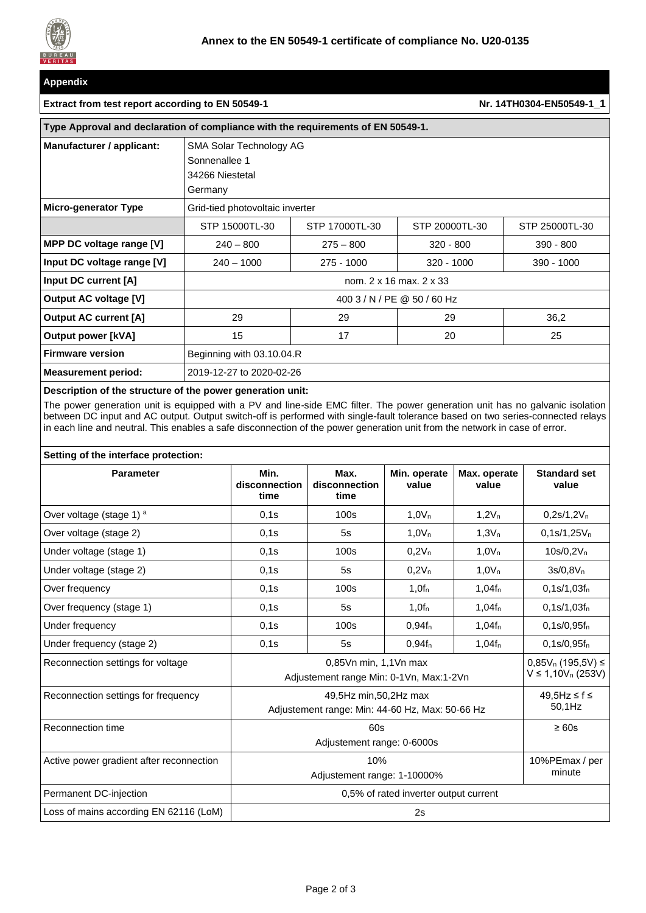## Annex to the EN 50549-1 certificate of compliance No. U20-0135

## Appendix

**Extract from test report according to EN 50549-1** **Nr. 14TH0304-EN50549-1_1**

| Type Approval and declaration of compliance with the requirements of EN 50549-1. | | | | |
|---|---|---|---|---|
| **Manufacturer / applicant:** | SMA Solar Technology AG<br>Sonnenallee 1<br>34266 Niestetal<br>Germany | | | |
| **Micro-generator Type** | Grid-tied photovoltaic inverter | | | |
| | STP 15000TL-30 | STP 17000TL-30 | STP 20000TL-30 | STP 25000TL-30 |
| **MPP DC voltage range [V]** | 240 – 800 | 275 – 800 | 320 - 800 | 390 - 800 |
| **Input DC voltage range [V]** | 240 – 1000 | 275 - 1000 | 320 - 1000 | 390 - 1000 |
| **Input DC current [A]** | nom. 2 x 16 max. 2 x 33 | | | |
| **Output AC voltage [V]** | 400 3 / N / PE @ 50 / 60 Hz | | | |
| **Output AC current [A]** | 29 | 29 | 29 | 36,2 |
| **Output power [kVA]** | 15 | 17 | 20 | 25 |
| **Firmware version** | Beginning with 03.10.04.R | | | |
| **Measurement period:** | 2019-12-27 to 2020-02-26 | | | |

**Description of the structure of the power generation unit:**

The power generation unit is equipped with a PV and line-side EMC filter. The power generation unit has no galvanic isolation between DC input and AC output. Output switch-off is performed with single-fault tolerance based on two series-connected relays in each line and neutral. This enables a safe disconnection of the power generation unit from the network in case of error.

**Setting of the interface protection:**

| Parameter | Min. disconnection time | Max. disconnection time | Min. operate value | Max. operate value | Standard set value |
|---|---|---|---|---|---|
| Over voltage (stage 1) [a] | 0,1s | 100s | $1{,}0V_n$ | $1{,}2V_n$ | $0{,}2s/1{,}2V_n$ |
| Over voltage (stage 2) | 0,1s | 5s | $1{,}0V_n$ | $1{,}3V_n$ | $0{,}1s/1{,}25V_n$ |
| Under voltage (stage 1) | 0,1s | 100s | $0{,}2V_n$ | $1{,}0V_n$ | $10s/0{,}2V_n$ |
| Under voltage (stage 2) | 0,1s | 5s | $0{,}2V_n$ | $1{,}0V_n$ | $3s/0{,}8V_n$ |
| Over frequency | 0,1s | 100s | $1{,}0f_n$ | $1{,}04f_n$ | $0{,}1s/1{,}03f_n$ |
| Over frequency (stage 1) | 0,1s | 5s | $1{,}0f_n$ | $1{,}04f_n$ | $0{,}1s/1{,}03f_n$ |
| Under frequency | 0,1s | 100s | $0{,}94f_n$ | $1{,}04f_n$ | $0{,}1s/0{,}95f_n$ |
| Under frequency (stage 2) | 0,1s | 5s | $0{,}94f_n$ | $1{,}04f_n$ | $0{,}1s/0{,}95f_n$ |
| Reconnection settings for voltage | 0,85Vn min, 1,1Vn max<br>Adjustement range Min: 0-1Vn, Max:1-2Vn | | | | $0{,}85V_n$ (195,5V) ≤ V ≤ $1{,}10V_n$ (253V) |
| Reconnection settings for frequency | 49,5Hz min,50,2Hz max<br>Adjustement range: Min: 44-60 Hz, Max: 50-66 Hz | | | | 49,5Hz ≤ f ≤ 50,1Hz |
| Reconnection time | 60s<br>Adjustement range: 0-6000s | | | | ≥ 60s |
| Active power gradient after reconnection | 10%<br>Adjustement range: 1-10000% | | | | 10%PEmax / per minute |
| Permanent DC-injection | 0,5% of rated inverter output current | | | | |
| Loss of mains according EN 62116 (LoM) | 2s | | | | |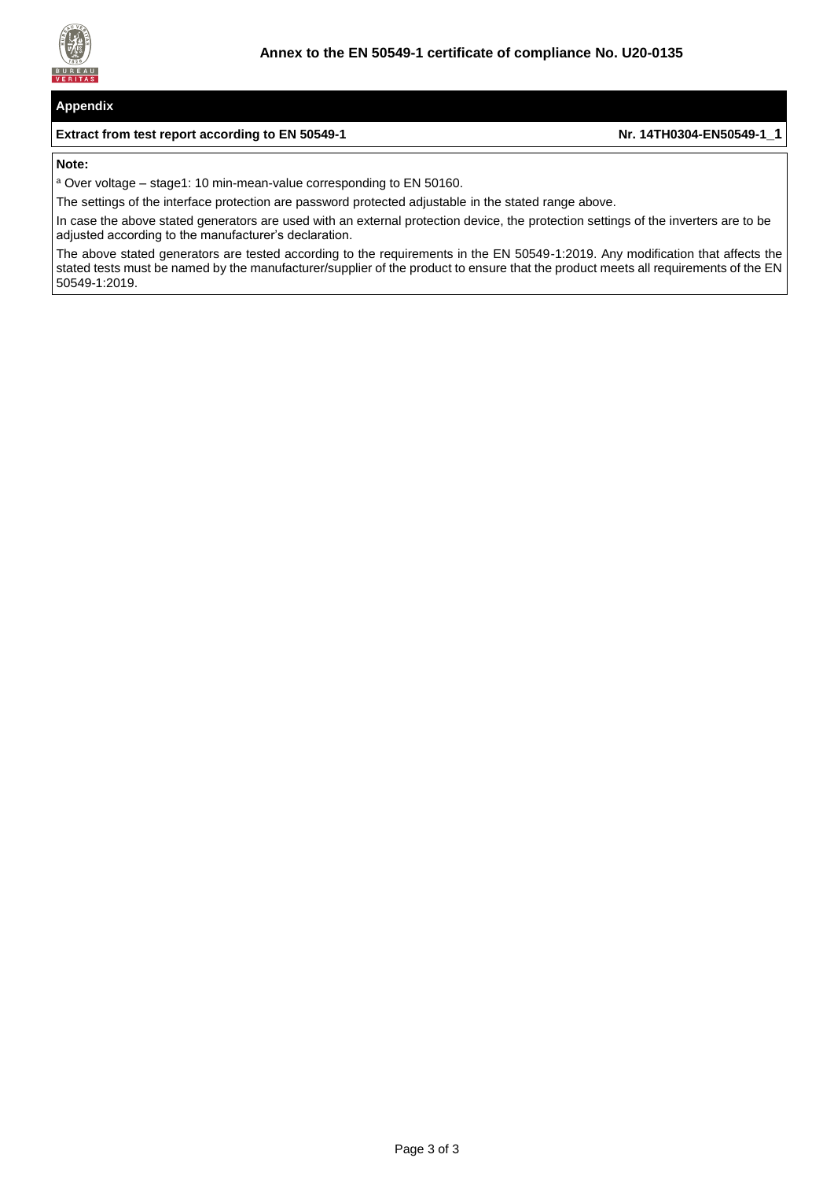**Annex to the EN 50549-1 certificate of compliance No. U20-0135**

## Appendix

**Extract from test report according to EN 50549-1** **Nr. 14TH0304-EN50549-1_1**

**Note:**

[a] Over voltage – stage1: 10 min-mean-value corresponding to EN 50160.

The settings of the interface protection are password protected adjustable in the stated range above.

In case the above stated generators are used with an external protection device, the protection settings of the inverters are to be adjusted according to the manufacturer's declaration.

The above stated generators are tested according to the requirements in the EN 50549-1:2019. Any modification that affects the stated tests must be named by the manufacturer/supplier of the product to ensure that the product meets all requirements of the EN 50549-1:2019.